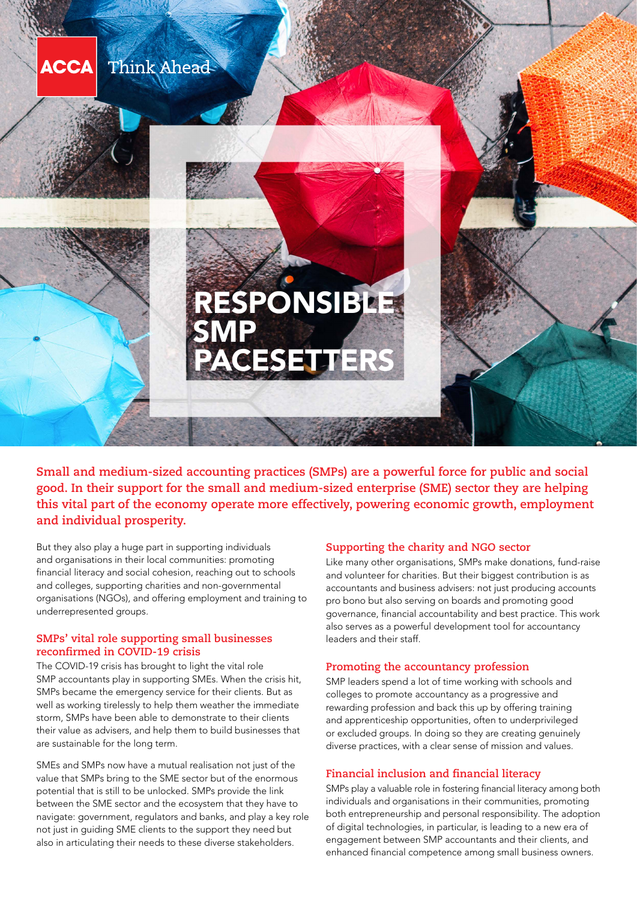ACCA Think Ahead

# RESPONSIBLE SMP PACESETTERS

**Small and medium-sized accounting practices (SMPs) are a powerful force for public and social good. In their support for the small and medium-sized enterprise (SME) sector they are helping this vital part of the economy operate more effectively, powering economic growth, employment and individual prosperity.**

But they also play a huge part in supporting individuals and organisations in their local communities: promoting financial literacy and social cohesion, reaching out to schools and colleges, supporting charities and non-governmental organisations (NGOs), and offering employment and training to underrepresented groups.

## SMPs' vital role supporting small businesses reconfirmed in COVID-19 crisis

The COVID-19 crisis has brought to light the vital role SMP accountants play in supporting SMEs. When the crisis hit, SMPs became the emergency service for their clients. But as well as working tirelessly to help them weather the immediate storm, SMPs have been able to demonstrate to their clients their value as advisers, and help them to build businesses that are sustainable for the long term.

SMEs and SMPs now have a mutual realisation not just of the value that SMPs bring to the SME sector but of the enormous potential that is still to be unlocked. SMPs provide the link between the SME sector and the ecosystem that they have to navigate: government, regulators and banks, and play a key role not just in guiding SME clients to the support they need but also in articulating their needs to these diverse stakeholders.

## Supporting the charity and NGO sector

Like many other organisations, SMPs make donations, fund-raise and volunteer for charities. But their biggest contribution is as accountants and business advisers: not just producing accounts pro bono but also serving on boards and promoting good governance, financial accountability and best practice. This work also serves as a powerful development tool for accountancy leaders and their staff.

## Promoting the accountancy profession

SMP leaders spend a lot of time working with schools and colleges to promote accountancy as a progressive and rewarding profession and back this up by offering training and apprenticeship opportunities, often to underprivileged or excluded groups. In doing so they are creating genuinely diverse practices, with a clear sense of mission and values.

## Financial inclusion and financial literacy

SMPs play a valuable role in fostering financial literacy among both individuals and organisations in their communities, promoting both entrepreneurship and personal responsibility. The adoption of digital technologies, in particular, is leading to a new era of engagement between SMP accountants and their clients, and enhanced financial competence among small business owners.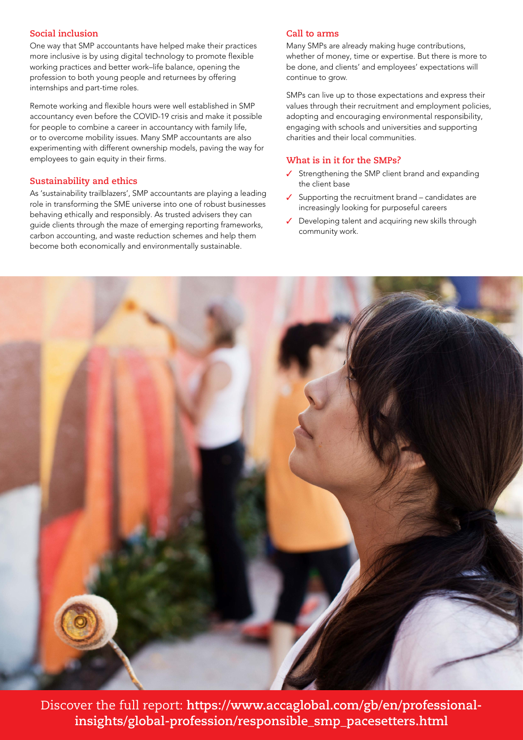### Social inclusion

One way that SMP accountants have helped make their practices more inclusive is by using digital technology to promote flexible working practices and better work–life balance, opening the profession to both young people and returnees by offering internships and part-time roles.

Remote working and flexible hours were well established in SMP accountancy even before the COVID-19 crisis and make it possible for people to combine a career in accountancy with family life, or to overcome mobility issues. Many SMP accountants are also experimenting with different ownership models, paving the way for employees to gain equity in their firms.

### Sustainability and ethics

As 'sustainability trailblazers', SMP accountants are playing a leading role in transforming the SME universe into one of robust businesses behaving ethically and responsibly. As trusted advisers they can guide clients through the maze of emerging reporting frameworks, carbon accounting, and waste reduction schemes and help them become both economically and environmentally sustainable.

### Call to arms

Many SMPs are already making huge contributions, whether of money, time or expertise. But there is more to be done, and clients' and employees' expectations will continue to grow.

SMPs can live up to those expectations and express their values through their recruitment and employment policies, adopting and encouraging environmental responsibility, engaging with schools and universities and supporting charities and their local communities.

### What is in it for the SMPs?

- ✓ Strengthening the SMP client brand and expanding the client base
- ✓ Supporting the recruitment brand – candidates are increasingly looking for purposeful careers
- ✓ Developing talent and acquiring new skills through community work.

Discover the full report: **https://www.accaglobal.com/gb/en/professional-insights/global-profession/responsible_smp_pacesetters.html**